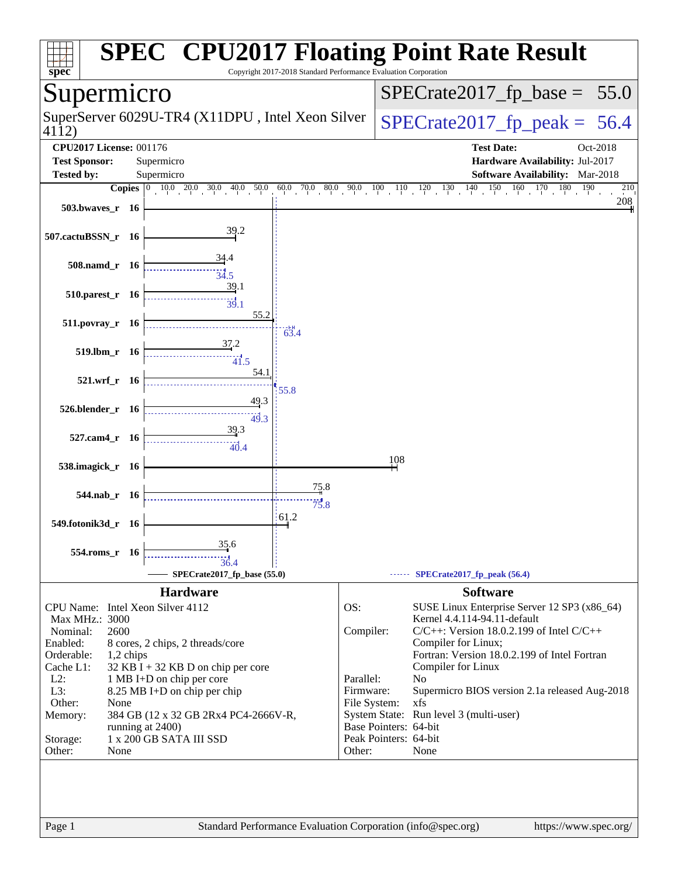# SPEC® CPU2017 Floating Point Rate Result

Copyright 2017-2018 Standard Performance Evaluation Corporation

## Supermicro

SuperServer 6029U-TR4 (X11DPU , Intel Xeon Silver 4112)

SPECrate2017_fp_base = 55.0

SPECrate2017_fp_peak = 56.4

**CPU2017 License:** 001176
**Test Sponsor:** Supermicro
**Tested by:** Supermicro

**Test Date:** Oct-2018
**Hardware Availability:** Jul-2017
**Software Availability:** Mar-2018

| Benchmark | Copies | Base | Peak |
|---|---|---|---|
| 503.bwaves_r | 16 | 208 | |
| 507.cactuBSSN_r | 16 | 39.2 | |
| 508.namd_r | 16 | 34.4 | 34.5 |
| 510.parest_r | 16 | 39.1 | 39.1 |
| 511.povray_r | 16 | 55.2 | 63.4 |
| 519.lbm_r | 16 | 37.2 | 41.5 |
| 521.wrf_r | 16 | 54.1 | 55.8 |
| 526.blender_r | 16 | 49.3 | 49.3 |
| 527.cam4_r | 16 | 39.3 | 40.4 |
| 538.imagick_r | 16 | 108 | |
| 544.nab_r | 16 | 75.8 | 75.8 |
| 549.fotonik3d_r | 16 | 61.2 | |
| 554.roms_r | 16 | 35.6 | 36.4 |

SPECrate2017_fp_base (55.0) — SPECrate2017_fp_peak (56.4)

### Hardware

- **CPU Name:** Intel Xeon Silver 4112
- **Max MHz.:** 3000
- **Nominal:** 2600
- **Enabled:** 8 cores, 2 chips, 2 threads/core
- **Orderable:** 1,2 chips
- **Cache L1:** 32 KB I + 32 KB D on chip per core
- **L2:** 1 MB I+D on chip per core
- **L3:** 8.25 MB I+D on chip per chip
- **Other:** None
- **Memory:** 384 GB (12 x 32 GB 2Rx4 PC4-2666V-R, running at 2400)
- **Storage:** 1 x 200 GB SATA III SSD
- **Other:** None

### Software

- **OS:** SUSE Linux Enterprise Server 12 SP3 (x86_64) Kernel 4.4.114-94.11-default
- **Compiler:** C/C++: Version 18.0.2.199 of Intel C/C++ Compiler for Linux; Fortran: Version 18.0.2.199 of Intel Fortran Compiler for Linux
- **Parallel:** No
- **Firmware:** Supermicro BIOS version 2.1a released Aug-2018
- **File System:** xfs
- **System State:** Run level 3 (multi-user)
- **Base Pointers:** 64-bit
- **Peak Pointers:** 64-bit
- **Other:** None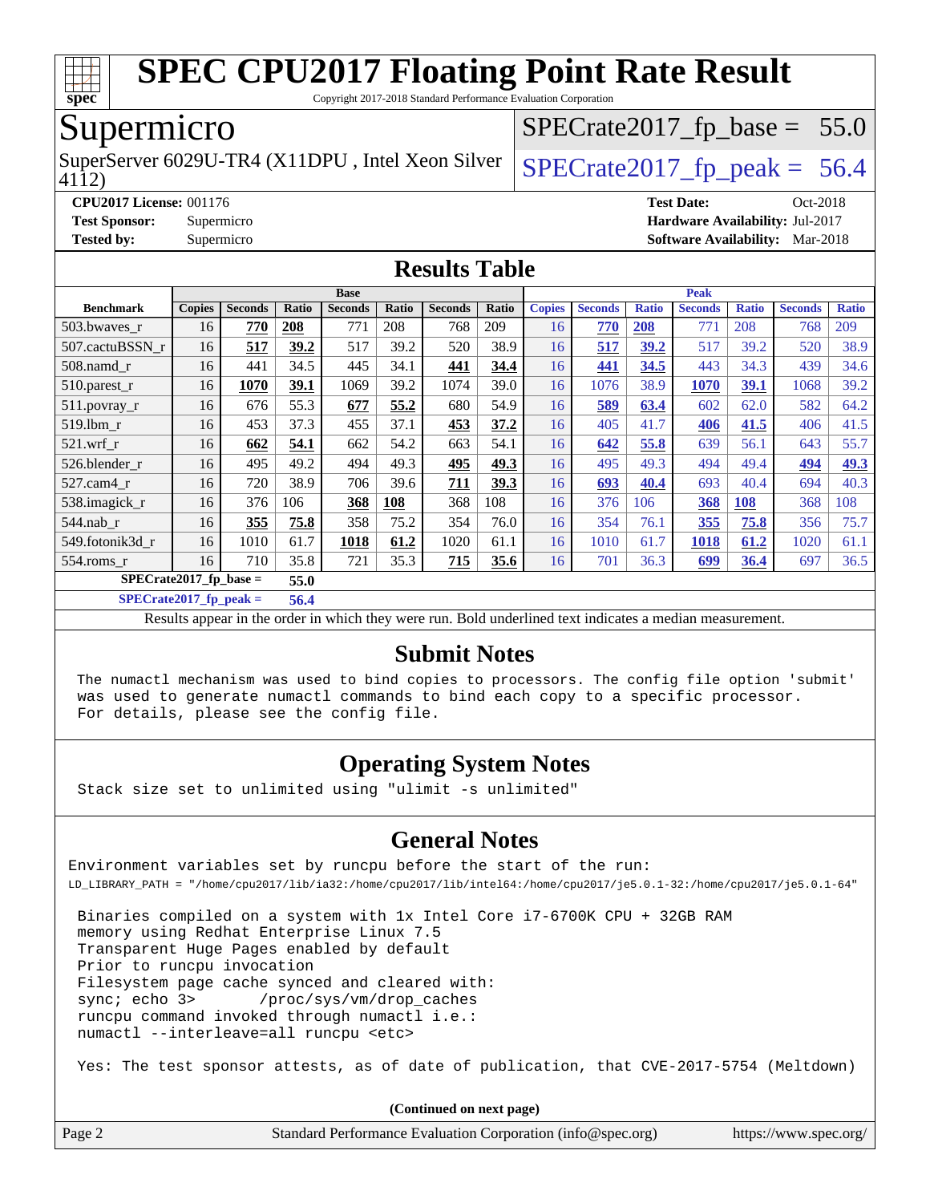# SPEC CPU2017 Floating Point Rate Result

Copyright 2017-2018 Standard Performance Evaluation Corporation

## Supermicro

SuperServer 6029U-TR4 (X11DPU , Intel Xeon Silver 4112)

SPECrate2017_fp_base = 55.0

SPECrate2017_fp_peak = 56.4

**CPU2017 License:** 001176
**Test Sponsor:** Supermicro
**Tested by:** Supermicro

**Test Date:** Oct-2018
**Hardware Availability:** Jul-2017
**Software Availability:** Mar-2018

## Results Table

| Benchmark | Base | | | | | | | Peak | | | | | | |
|---|---|---|---|---|---|---|---|---|---|---|---|---|---|---|
| | Copies | Seconds | Ratio | Seconds | Ratio | Seconds | Ratio | Copies | Seconds | Ratio | Seconds | Ratio | Seconds | Ratio |
| 503.bwaves_r | 16 | **770** | **208** | 771 | 208 | 768 | 209 | 16 | **770** | **208** | 771 | 208 | 768 | 209 |
| 507.cactuBSSN_r | 16 | **517** | **39.2** | 517 | 39.2 | 520 | 38.9 | 16 | **517** | **39.2** | 517 | 39.2 | 520 | 38.9 |
| 508.namd_r | 16 | 441 | 34.5 | 445 | 34.1 | **441** | **34.4** | 16 | **441** | **34.5** | 443 | 34.3 | 439 | 34.6 |
| 510.parest_r | 16 | **1070** | **39.1** | 1069 | 39.2 | 1074 | 39.0 | 16 | 1076 | 38.9 | **1070** | **39.1** | 1068 | 39.2 |
| 511.povray_r | 16 | 676 | 55.3 | **677** | **55.2** | 680 | 54.9 | 16 | **589** | **63.4** | 602 | 62.0 | 582 | 64.2 |
| 519.lbm_r | 16 | 453 | 37.3 | 455 | 37.1 | **453** | **37.2** | 16 | 405 | 41.7 | **406** | **41.5** | 406 | 41.5 |
| 521.wrf_r | 16 | **662** | **54.1** | 662 | 54.2 | 663 | 54.1 | 16 | **642** | **55.8** | 639 | 56.1 | 643 | 55.7 |
| 526.blender_r | 16 | 495 | 49.2 | 494 | 49.3 | **495** | **49.3** | 16 | 495 | 49.3 | 494 | 49.4 | **494** | **49.3** |
| 527.cam4_r | 16 | 720 | 38.9 | 706 | 39.6 | **711** | **39.3** | 16 | **693** | **40.4** | 693 | 40.4 | 694 | 40.3 |
| 538.imagick_r | 16 | 376 | 106 | **368** | **108** | 368 | 108 | 16 | 376 | 106 | **368** | **108** | 368 | 108 |
| 544.nab_r | 16 | **355** | **75.8** | 358 | 75.2 | 354 | 76.0 | 16 | 354 | 76.1 | **355** | **75.8** | 356 | 75.7 |
| 549.fotonik3d_r | 16 | 1010 | 61.7 | **1018** | **61.2** | 1020 | 61.1 | 16 | 1010 | 61.7 | **1018** | **61.2** | 1020 | 61.1 |
| 554.roms_r | 16 | 710 | 35.8 | 721 | 35.3 | **715** | **35.6** | 16 | 701 | 36.3 | **699** | **36.4** | 697 | 36.5 |

**SPECrate2017_fp_base = 55.0**

**SPECrate2017_fp_peak = 56.4**

Results appear in the order in which they were run. Bold underlined text indicates a median measurement.

## Submit Notes

```
The numactl mechanism was used to bind copies to processors. The config file option 'submit'
was used to generate numactl commands to bind each copy to a specific processor.
For details, please see the config file.
```

## Operating System Notes

```
Stack size set to unlimited using "ulimit -s unlimited"
```

## General Notes

```
Environment variables set by runcpu before the start of the run:
LD_LIBRARY_PATH = "/home/cpu2017/lib/ia32:/home/cpu2017/lib/intel64:/home/cpu2017/je5.0.1-32:/home/cpu2017/je5.0.1-64"

 Binaries compiled on a system with 1x Intel Core i7-6700K CPU + 32GB RAM
 memory using Redhat Enterprise Linux 7.5
 Transparent Huge Pages enabled by default
 Prior to runcpu invocation
 Filesystem page cache synced and cleared with:
 sync; echo 3>       /proc/sys/vm/drop_caches
 runcpu command invoked through numactl i.e.:
 numactl --interleave=all runcpu <etc>

 Yes: The test sponsor attests, as of date of publication, that CVE-2017-5754 (Meltdown)
```

**(Continued on next page)**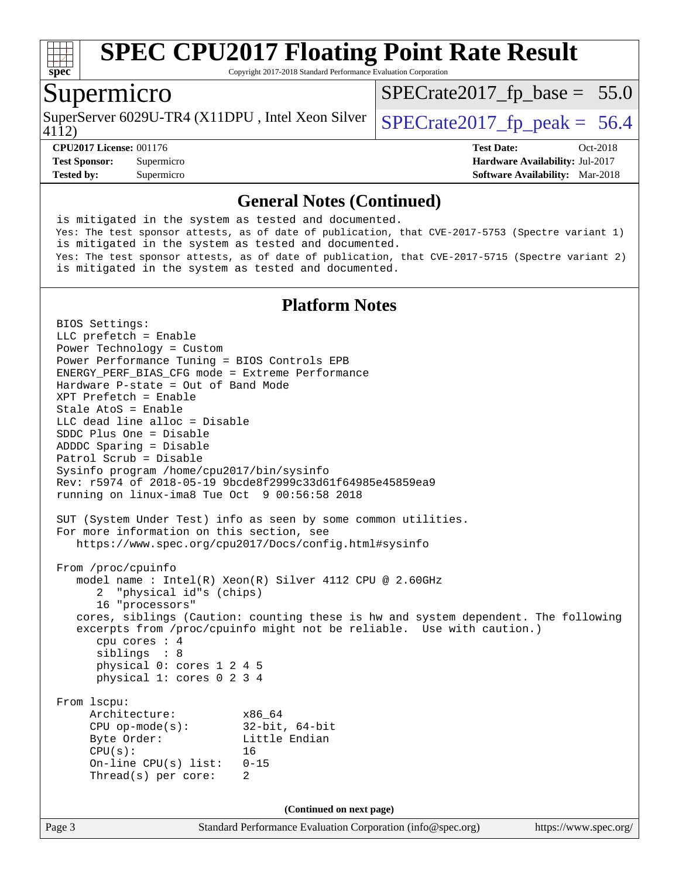# SPEC CPU2017 Floating Point Rate Result

Copyright 2017-2018 Standard Performance Evaluation Corporation

## Supermicro

SuperServer 6029U-TR4 (X11DPU , Intel Xeon Silver 4112)

SPECrate2017_fp_base = 55.0

SPECrate2017_fp_peak = 56.4

**CPU2017 License:** 001176
**Test Sponsor:** Supermicro
**Tested by:** Supermicro

**Test Date:** Oct-2018
**Hardware Availability:** Jul-2017
**Software Availability:** Mar-2018

## General Notes (Continued)

```
 is mitigated in the system as tested and documented.
 Yes: The test sponsor attests, as of date of publication, that CVE-2017-5753 (Spectre variant 1)
 is mitigated in the system as tested and documented.
 Yes: The test sponsor attests, as of date of publication, that CVE-2017-5715 (Spectre variant 2)
 is mitigated in the system as tested and documented.
```

## Platform Notes

```
 BIOS Settings:
 LLC prefetch = Enable
 Power Technology = Custom
 Power Performance Tuning = BIOS Controls EPB
 ENERGY_PERF_BIAS_CFG mode = Extreme Performance
 Hardware P-state = Out of Band Mode
 XPT Prefetch = Enable
 Stale AtoS = Enable
 LLC dead line alloc = Disable
 SDDC Plus One = Disable
 ADDDC Sparing = Disable
 Patrol Scrub = Disable
 Sysinfo program /home/cpu2017/bin/sysinfo
 Rev: r5974 of 2018-05-19 9bcde8f2999c33d61f64985e45859ea9
 running on linux-ima8 Tue Oct  9 00:56:58 2018

 SUT (System Under Test) info as seen by some common utilities.
 For more information on this section, see
    https://www.spec.org/cpu2017/Docs/config.html#sysinfo

 From /proc/cpuinfo
    model name : Intel(R) Xeon(R) Silver 4112 CPU @ 2.60GHz
       2  "physical id"s (chips)
       16 "processors"
    cores, siblings (Caution: counting these is hw and system dependent. The following
    excerpts from /proc/cpuinfo might not be reliable.  Use with caution.)
       cpu cores : 4
       siblings  : 8
       physical 0: cores 1 2 4 5
       physical 1: cores 0 2 3 4

 From lscpu:
      Architecture:          x86_64
      CPU op-mode(s):        32-bit, 64-bit
      Byte Order:            Little Endian
      CPU(s):                16
      On-line CPU(s) list:   0-15
      Thread(s) per core:    2
```

(Continued on next page)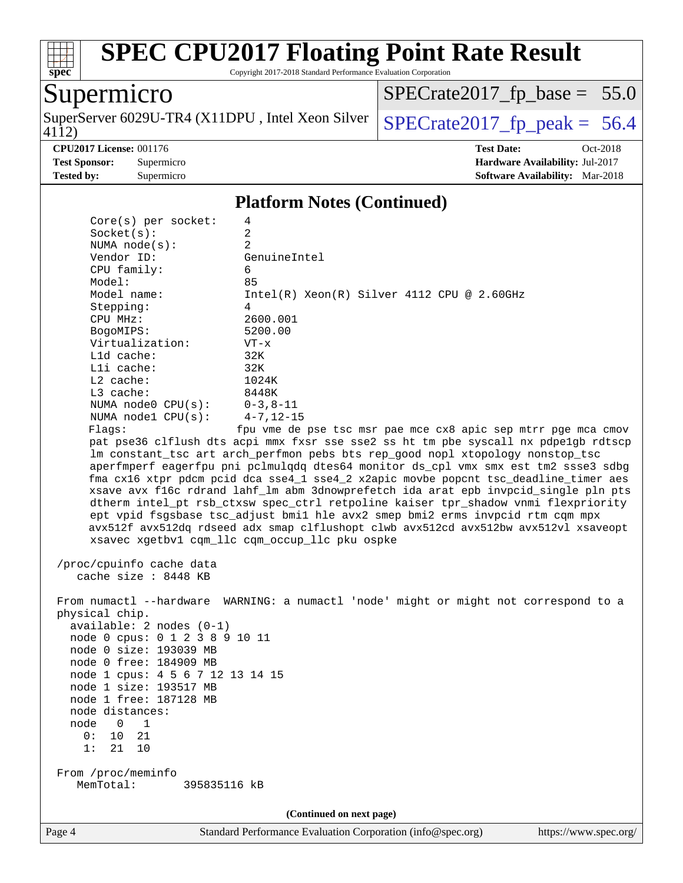# SPEC CPU2017 Floating Point Rate Result

Copyright 2017-2018 Standard Performance Evaluation Corporation

## Supermicro

SuperServer 6029U-TR4 (X11DPU , Intel Xeon Silver 4112)

SPECrate2017_fp_base = 55.0

SPECrate2017_fp_peak = 56.4

**CPU2017 License:** 001176
**Test Sponsor:** Supermicro
**Tested by:** Supermicro

**Test Date:** Oct-2018
**Hardware Availability:** Jul-2017
**Software Availability:** Mar-2018

### Platform Notes (Continued)

```
     Core(s) per socket:    4
     Socket(s):             2
     NUMA node(s):          2
     Vendor ID:             GenuineIntel
     CPU family:            6
     Model:                 85
     Model name:            Intel(R) Xeon(R) Silver 4112 CPU @ 2.60GHz
     Stepping:              4
     CPU MHz:               2600.001
     BogoMIPS:              5200.00
     Virtualization:        VT-x
     L1d cache:             32K
     L1i cache:             32K
     L2 cache:              1024K
     L3 cache:              8448K
     NUMA node0 CPU(s):     0-3,8-11
     NUMA node1 CPU(s):     4-7,12-15
     Flags:                fpu vme de pse tsc msr pae mce cx8 apic sep mtrr pge mca cmov
     pat pse36 clflush dts acpi mmx fxsr sse sse2 ss ht tm pbe syscall nx pdpe1gb rdtscp
     lm constant_tsc art arch_perfmon pebs bts rep_good nopl xtopology nonstop_tsc
     aperfmperf eagerfpu pni pclmulqdq dtes64 monitor ds_cpl vmx smx est tm2 ssse3 sdbg
     fma cx16 xtpr pdcm pcid dca sse4_1 sse4_2 x2apic movbe popcnt tsc_deadline_timer aes
     xsave avx f16c rdrand lahf_lm abm 3dnowprefetch ida arat epb invpcid_single pln pts
     dtherm intel_pt rsb_ctxsw spec_ctrl retpoline kaiser tpr_shadow vnmi flexpriority
     ept vpid fsgsbase tsc_adjust bmi1 hle avx2 smep bmi2 erms invpcid rtm cqm mpx
     avx512f avx512dq rdseed adx smap clflushopt clwb avx512cd avx512bw avx512vl xsaveopt
     xsavec xgetbv1 cqm_llc cqm_occup_llc pku ospke

 /proc/cpuinfo cache data
    cache size : 8448 KB

 From numactl --hardware  WARNING: a numactl 'node' might or might not correspond to a
 physical chip.
   available: 2 nodes (0-1)
   node 0 cpus: 0 1 2 3 8 9 10 11
   node 0 size: 193039 MB
   node 0 free: 184909 MB
   node 1 cpus: 4 5 6 7 12 13 14 15
   node 1 size: 193517 MB
   node 1 free: 187128 MB
   node distances:
   node   0   1
     0:  10  21
     1:  21  10

 From /proc/meminfo
    MemTotal:       395835116 kB
```

(Continued on next page)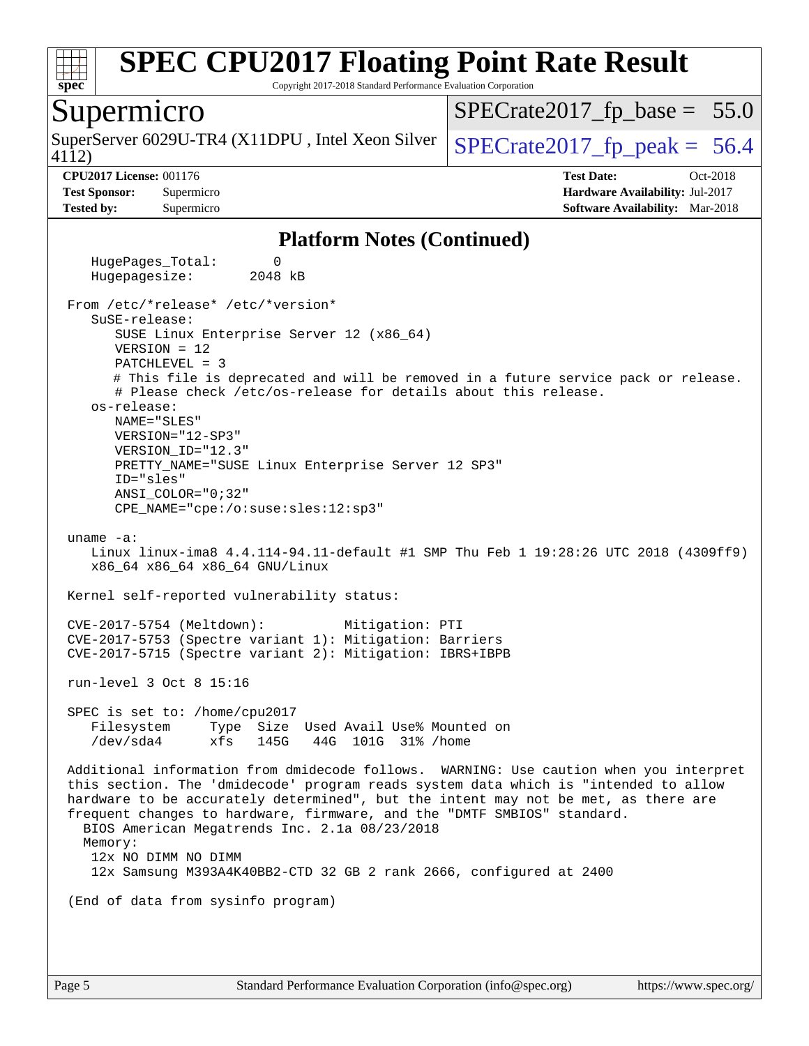## Platform Notes (Continued)

```
    HugePages_Total:       0
    Hugepagesize:       2048 kB

 From /etc/*release* /etc/*version*
    SuSE-release:
       SUSE Linux Enterprise Server 12 (x86_64)
       VERSION = 12
       PATCHLEVEL = 3
       # This file is deprecated and will be removed in a future service pack or release.
       # Please check /etc/os-release for details about this release.
    os-release:
       NAME="SLES"
       VERSION="12-SP3"
       VERSION_ID="12.3"
       PRETTY_NAME="SUSE Linux Enterprise Server 12 SP3"
       ID="sles"
       ANSI_COLOR="0;32"
       CPE_NAME="cpe:/o:suse:sles:12:sp3"

 uname -a:
    Linux linux-ima8 4.4.114-94.11-default #1 SMP Thu Feb 1 19:28:26 UTC 2018 (4309ff9)
    x86_64 x86_64 x86_64 GNU/Linux

 Kernel self-reported vulnerability status:

 CVE-2017-5754 (Meltdown):          Mitigation: PTI
 CVE-2017-5753 (Spectre variant 1): Mitigation: Barriers
 CVE-2017-5715 (Spectre variant 2): Mitigation: IBRS+IBPB

 run-level 3 Oct 8 15:16

 SPEC is set to: /home/cpu2017
    Filesystem     Type  Size  Used Avail Use% Mounted on
    /dev/sda4      xfs   145G   44G  101G  31% /home

 Additional information from dmidecode follows.  WARNING: Use caution when you interpret
 this section. The 'dmidecode' program reads system data which is "intended to allow
 hardware to be accurately determined", but the intent may not be met, as there are
 frequent changes to hardware, firmware, and the "DMTF SMBIOS" standard.
   BIOS American Megatrends Inc. 2.1a 08/23/2018
   Memory:
    12x NO DIMM NO DIMM
    12x Samsung M393A4K40BB2-CTD 32 GB 2 rank 2666, configured at 2400

 (End of data from sysinfo program)
```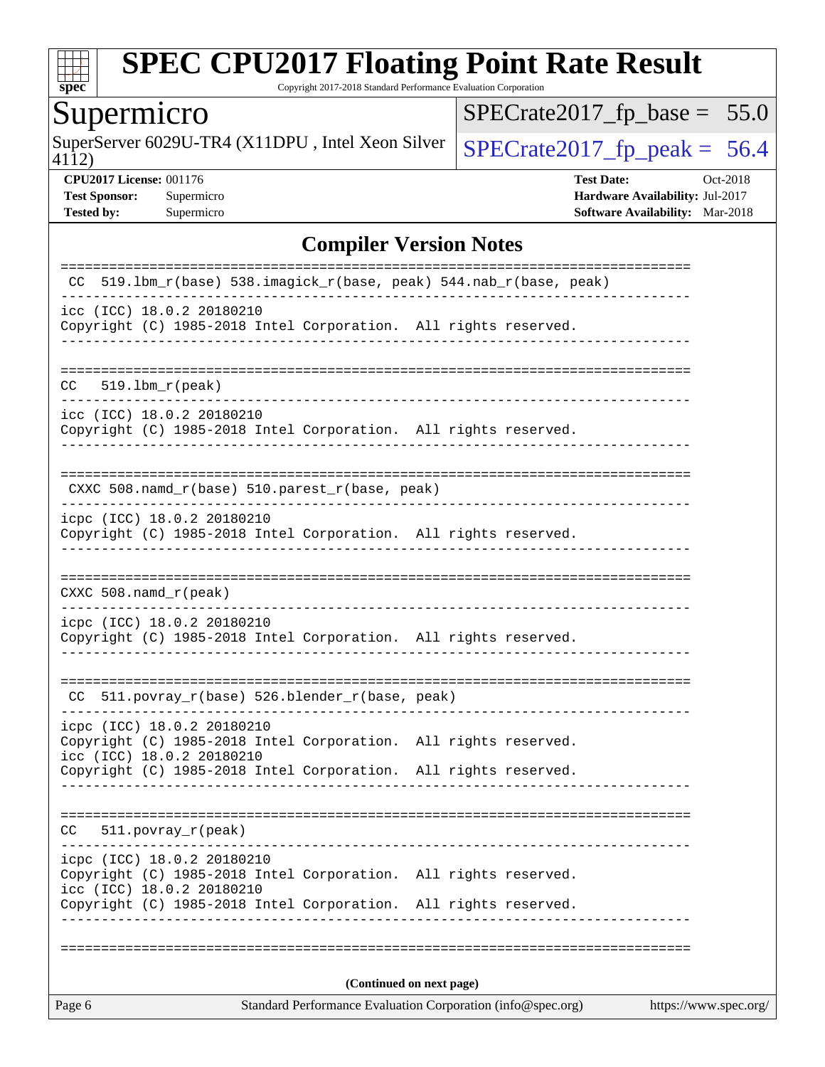# SPEC CPU2017 Floating Point Rate Result

Copyright 2017-2018 Standard Performance Evaluation Corporation

## Supermicro

SuperServer 6029U-TR4 (X11DPU , Intel Xeon Silver 4112)

SPECrate2017_fp_base = 55.0

SPECrate2017_fp_peak = 56.4

**CPU2017 License:** 001176
**Test Sponsor:** Supermicro
**Tested by:** Supermicro

**Test Date:** Oct-2018
**Hardware Availability:** Jul-2017
**Software Availability:** Mar-2018

### Compiler Version Notes

```
==============================================================================
 CC  519.lbm_r(base) 538.imagick_r(base, peak) 544.nab_r(base, peak)
------------------------------------------------------------------------------
icc (ICC) 18.0.2 20180210
Copyright (C) 1985-2018 Intel Corporation.  All rights reserved.
------------------------------------------------------------------------------

==============================================================================
CC   519.lbm_r(peak)
------------------------------------------------------------------------------
icc (ICC) 18.0.2 20180210
Copyright (C) 1985-2018 Intel Corporation.  All rights reserved.
------------------------------------------------------------------------------

==============================================================================
 CXXC 508.namd_r(base) 510.parest_r(base, peak)
------------------------------------------------------------------------------
icpc (ICC) 18.0.2 20180210
Copyright (C) 1985-2018 Intel Corporation.  All rights reserved.
------------------------------------------------------------------------------

==============================================================================
CXXC 508.namd_r(peak)
------------------------------------------------------------------------------
icpc (ICC) 18.0.2 20180210
Copyright (C) 1985-2018 Intel Corporation.  All rights reserved.
------------------------------------------------------------------------------

==============================================================================
 CC  511.povray_r(base) 526.blender_r(base, peak)
------------------------------------------------------------------------------
icpc (ICC) 18.0.2 20180210
Copyright (C) 1985-2018 Intel Corporation.  All rights reserved.
icc (ICC) 18.0.2 20180210
Copyright (C) 1985-2018 Intel Corporation.  All rights reserved.
------------------------------------------------------------------------------

==============================================================================
CC   511.povray_r(peak)
------------------------------------------------------------------------------
icpc (ICC) 18.0.2 20180210
Copyright (C) 1985-2018 Intel Corporation.  All rights reserved.
icc (ICC) 18.0.2 20180210
Copyright (C) 1985-2018 Intel Corporation.  All rights reserved.
------------------------------------------------------------------------------

==============================================================================
```

**(Continued on next page)**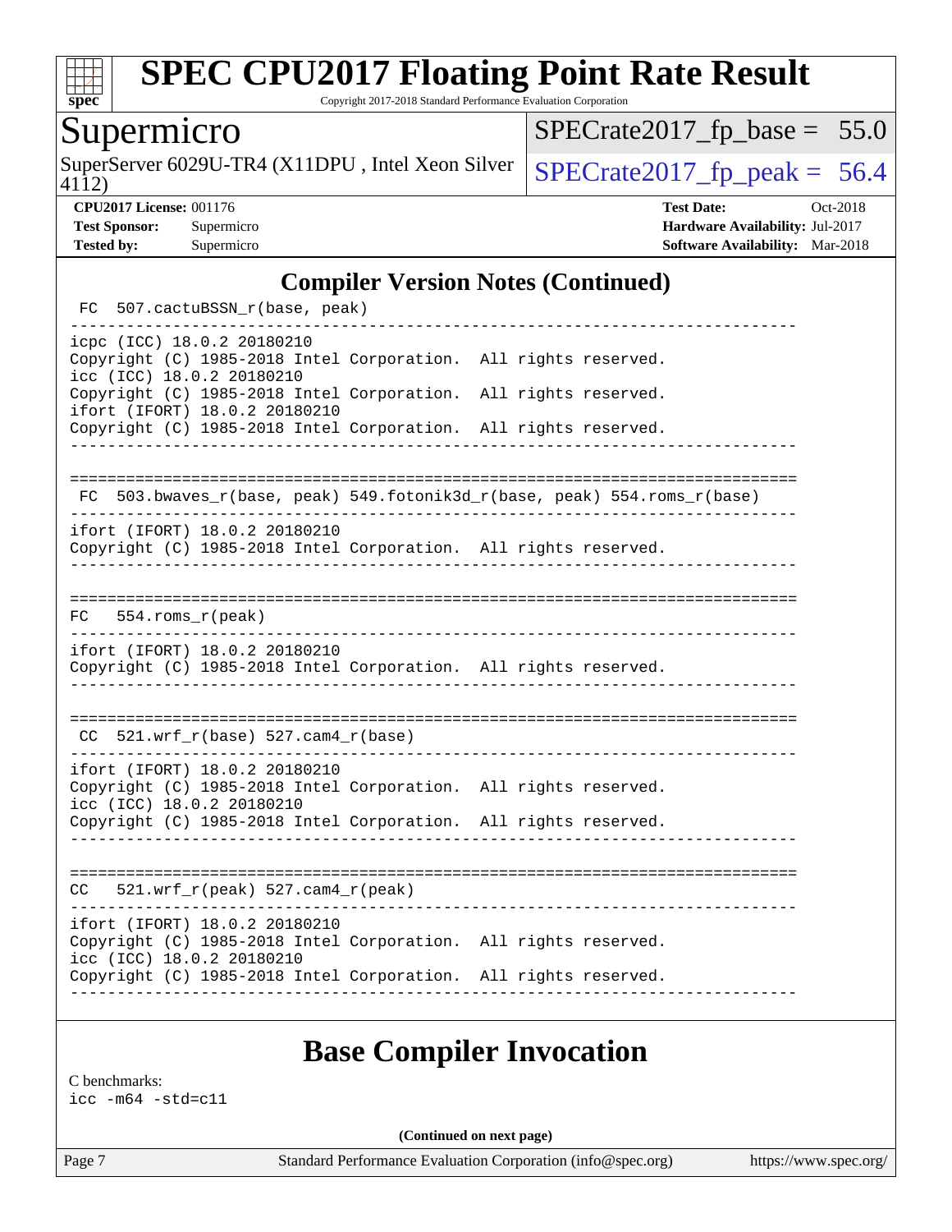## Compiler Version Notes (Continued)

```
 FC  507.cactuBSSN_r(base, peak)
------------------------------------------------------------------------------
icpc (ICC) 18.0.2 20180210
Copyright (C) 1985-2018 Intel Corporation.  All rights reserved.
icc (ICC) 18.0.2 20180210
Copyright (C) 1985-2018 Intel Corporation.  All rights reserved.
ifort (IFORT) 18.0.2 20180210
Copyright (C) 1985-2018 Intel Corporation.  All rights reserved.
------------------------------------------------------------------------------

==============================================================================
 FC  503.bwaves_r(base, peak) 549.fotonik3d_r(base, peak) 554.roms_r(base)
------------------------------------------------------------------------------
ifort (IFORT) 18.0.2 20180210
Copyright (C) 1985-2018 Intel Corporation.  All rights reserved.
------------------------------------------------------------------------------

==============================================================================
 FC   554.roms_r(peak)
------------------------------------------------------------------------------
ifort (IFORT) 18.0.2 20180210
Copyright (C) 1985-2018 Intel Corporation.  All rights reserved.
------------------------------------------------------------------------------

==============================================================================
 CC  521.wrf_r(base) 527.cam4_r(base)
------------------------------------------------------------------------------
ifort (IFORT) 18.0.2 20180210
Copyright (C) 1985-2018 Intel Corporation.  All rights reserved.
icc (ICC) 18.0.2 20180210
Copyright (C) 1985-2018 Intel Corporation.  All rights reserved.
------------------------------------------------------------------------------

==============================================================================
 CC   521.wrf_r(peak) 527.cam4_r(peak)
------------------------------------------------------------------------------
ifort (IFORT) 18.0.2 20180210
Copyright (C) 1985-2018 Intel Corporation.  All rights reserved.
icc (ICC) 18.0.2 20180210
Copyright (C) 1985-2018 Intel Corporation.  All rights reserved.
------------------------------------------------------------------------------
```

## Base Compiler Invocation

C benchmarks:
icc -m64 -std=c11

(Continued on next page)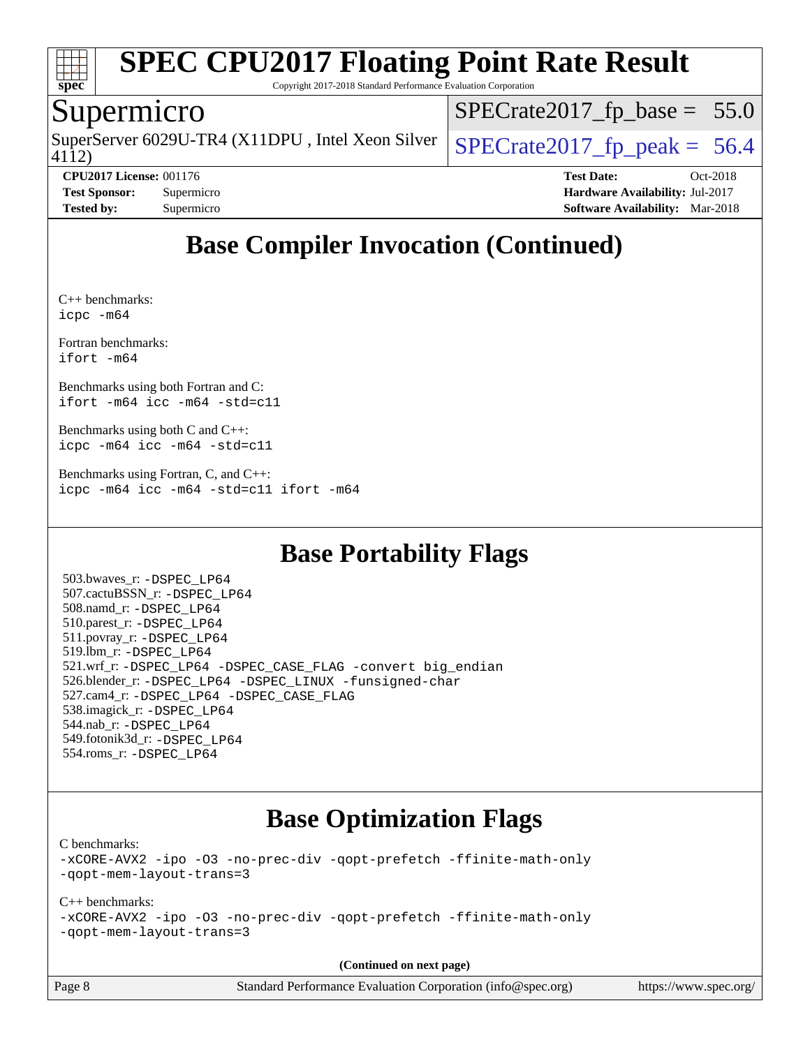# Base Compiler Invocation (Continued)

C++ benchmarks:
```
icpc -m64
```

Fortran benchmarks:
```
ifort -m64
```

Benchmarks using both Fortran and C:
```
ifort -m64 icc -m64 -std=c11
```

Benchmarks using both C and C++:
```
icpc -m64 icc -m64 -std=c11
```

Benchmarks using Fortran, C, and C++:
```
icpc -m64 icc -m64 -std=c11 ifort -m64
```

# Base Portability Flags

503.bwaves_r: -DSPEC_LP64
507.cactuBSSN_r: -DSPEC_LP64
508.namd_r: -DSPEC_LP64
510.parest_r: -DSPEC_LP64
511.povray_r: -DSPEC_LP64
519.lbm_r: -DSPEC_LP64
521.wrf_r: -DSPEC_LP64 -DSPEC_CASE_FLAG -convert big_endian
526.blender_r: -DSPEC_LP64 -DSPEC_LINUX -funsigned-char
527.cam4_r: -DSPEC_LP64 -DSPEC_CASE_FLAG
538.imagick_r: -DSPEC_LP64
544.nab_r: -DSPEC_LP64
549.fotonik3d_r: -DSPEC_LP64
554.roms_r: -DSPEC_LP64

# Base Optimization Flags

C benchmarks:
```
-xCORE-AVX2 -ipo -O3 -no-prec-div -qopt-prefetch -ffinite-math-only
-qopt-mem-layout-trans=3
```

C++ benchmarks:
```
-xCORE-AVX2 -ipo -O3 -no-prec-div -qopt-prefetch -ffinite-math-only
-qopt-mem-layout-trans=3
```

**(Continued on next page)**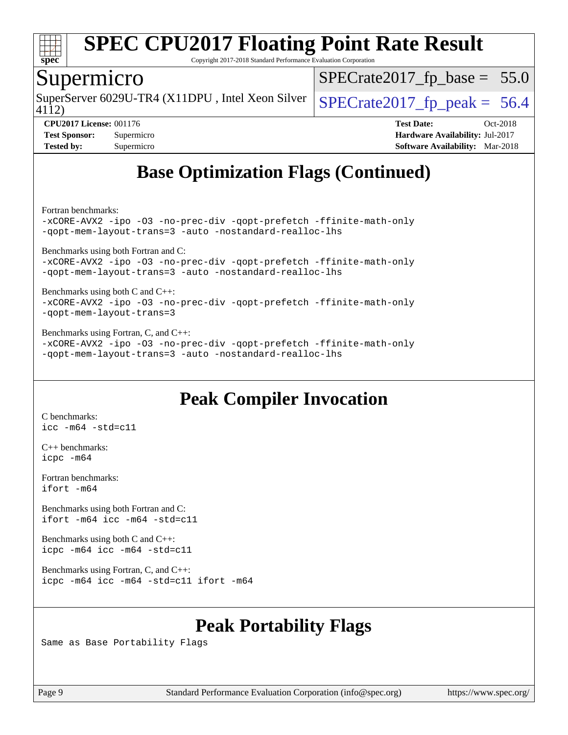## Base Optimization Flags (Continued)

Fortran benchmarks:
```
-xCORE-AVX2 -ipo -O3 -no-prec-div -qopt-prefetch -ffinite-math-only
-qopt-mem-layout-trans=3 -auto -nostandard-realloc-lhs
```

Benchmarks using both Fortran and C:
```
-xCORE-AVX2 -ipo -O3 -no-prec-div -qopt-prefetch -ffinite-math-only
-qopt-mem-layout-trans=3 -auto -nostandard-realloc-lhs
```

Benchmarks using both C and C++:
```
-xCORE-AVX2 -ipo -O3 -no-prec-div -qopt-prefetch -ffinite-math-only
-qopt-mem-layout-trans=3
```

Benchmarks using Fortran, C, and C++:
```
-xCORE-AVX2 -ipo -O3 -no-prec-div -qopt-prefetch -ffinite-math-only
-qopt-mem-layout-trans=3 -auto -nostandard-realloc-lhs
```

## Peak Compiler Invocation

C benchmarks:
```
icc -m64 -std=c11
```

C++ benchmarks:
```
icpc -m64
```

Fortran benchmarks:
```
ifort -m64
```

Benchmarks using both Fortran and C:
```
ifort -m64 icc -m64 -std=c11
```

Benchmarks using both C and C++:
```
icpc -m64 icc -m64 -std=c11
```

Benchmarks using Fortran, C, and C++:
```
icpc -m64 icc -m64 -std=c11 ifort -m64
```

## Peak Portability Flags

Same as Base Portability Flags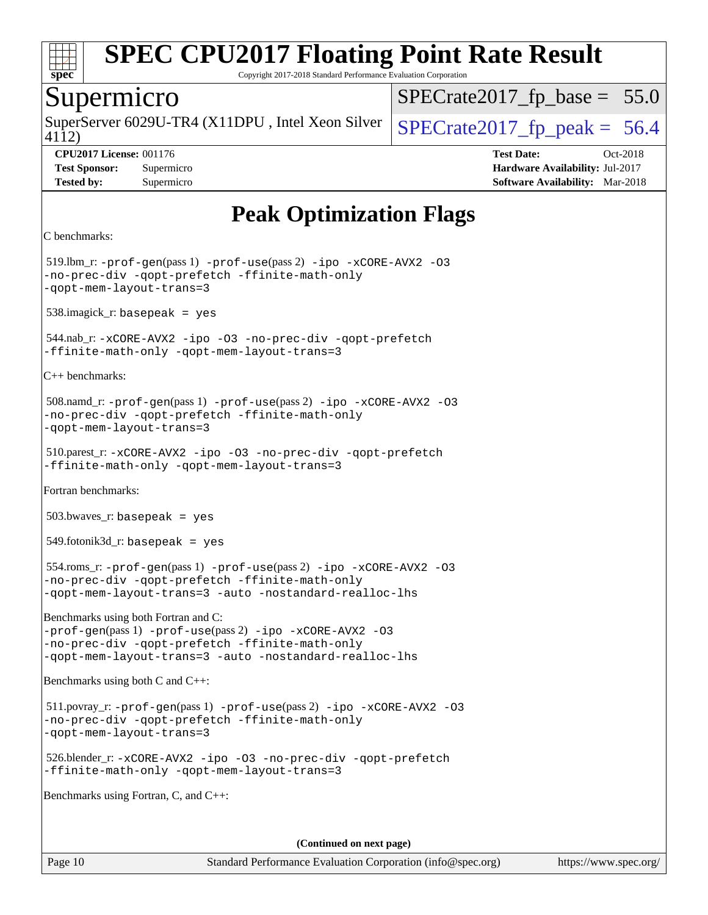# SPEC CPU2017 Floating Point Rate Result

Copyright 2017-2018 Standard Performance Evaluation Corporation

## Supermicro

SuperServer 6029U-TR4 (X11DPU , Intel Xeon Silver 4112)

SPECrate2017_fp_base = 55.0

SPECrate2017_fp_peak = 56.4

**CPU2017 License:** 001176
**Test Sponsor:** Supermicro
**Tested by:** Supermicro

**Test Date:** Oct-2018
**Hardware Availability:** Jul-2017
**Software Availability:** Mar-2018

## Peak Optimization Flags

C benchmarks:

519.lbm_r: -prof-gen(pass 1) -prof-use(pass 2) -ipo -xCORE-AVX2 -O3 -no-prec-div -qopt-prefetch -ffinite-math-only -qopt-mem-layout-trans=3

538.imagick_r: basepeak = yes

544.nab_r: -xCORE-AVX2 -ipo -O3 -no-prec-div -qopt-prefetch -ffinite-math-only -qopt-mem-layout-trans=3

C++ benchmarks:

508.namd_r: -prof-gen(pass 1) -prof-use(pass 2) -ipo -xCORE-AVX2 -O3 -no-prec-div -qopt-prefetch -ffinite-math-only -qopt-mem-layout-trans=3

510.parest_r: -xCORE-AVX2 -ipo -O3 -no-prec-div -qopt-prefetch -ffinite-math-only -qopt-mem-layout-trans=3

Fortran benchmarks:

503.bwaves_r: basepeak = yes

549.fotonik3d_r: basepeak = yes

554.roms_r: -prof-gen(pass 1) -prof-use(pass 2) -ipo -xCORE-AVX2 -O3 -no-prec-div -qopt-prefetch -ffinite-math-only -qopt-mem-layout-trans=3 -auto -nostandard-realloc-lhs

Benchmarks using both Fortran and C:
-prof-gen(pass 1) -prof-use(pass 2) -ipo -xCORE-AVX2 -O3 -no-prec-div -qopt-prefetch -ffinite-math-only -qopt-mem-layout-trans=3 -auto -nostandard-realloc-lhs

Benchmarks using both C and C++:

511.povray_r: -prof-gen(pass 1) -prof-use(pass 2) -ipo -xCORE-AVX2 -O3 -no-prec-div -qopt-prefetch -ffinite-math-only -qopt-mem-layout-trans=3

526.blender_r: -xCORE-AVX2 -ipo -O3 -no-prec-div -qopt-prefetch -ffinite-math-only -qopt-mem-layout-trans=3

Benchmarks using Fortran, C, and C++:

(Continued on next page)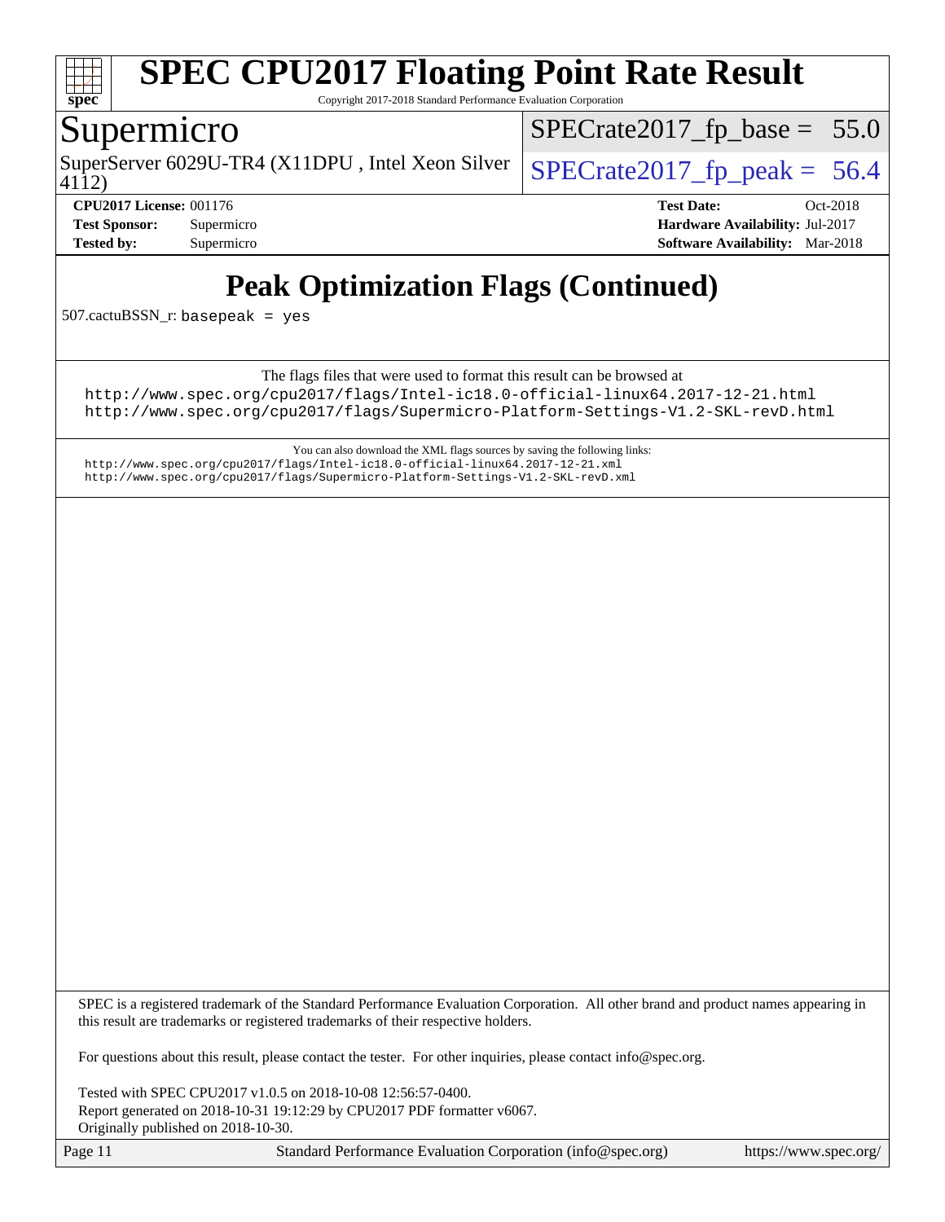# Peak Optimization Flags (Continued)

507.cactuBSSN_r: basepeak = yes

The flags files that were used to format this result can be browsed at

http://www.spec.org/cpu2017/flags/Intel-ic18.0-official-linux64.2017-12-21.html
http://www.spec.org/cpu2017/flags/Supermicro-Platform-Settings-V1.2-SKL-revD.html

You can also download the XML flags sources by saving the following links:

http://www.spec.org/cpu2017/flags/Intel-ic18.0-official-linux64.2017-12-21.xml
http://www.spec.org/cpu2017/flags/Supermicro-Platform-Settings-V1.2-SKL-revD.xml

SPEC is a registered trademark of the Standard Performance Evaluation Corporation. All other brand and product names appearing in this result are trademarks or registered trademarks of their respective holders.

For questions about this result, please contact the tester. For other inquiries, please contact info@spec.org.

Tested with SPEC CPU2017 v1.0.5 on 2018-10-08 12:56:57-0400.
Report generated on 2018-10-31 19:12:29 by CPU2017 PDF formatter v6067.
Originally published on 2018-10-30.